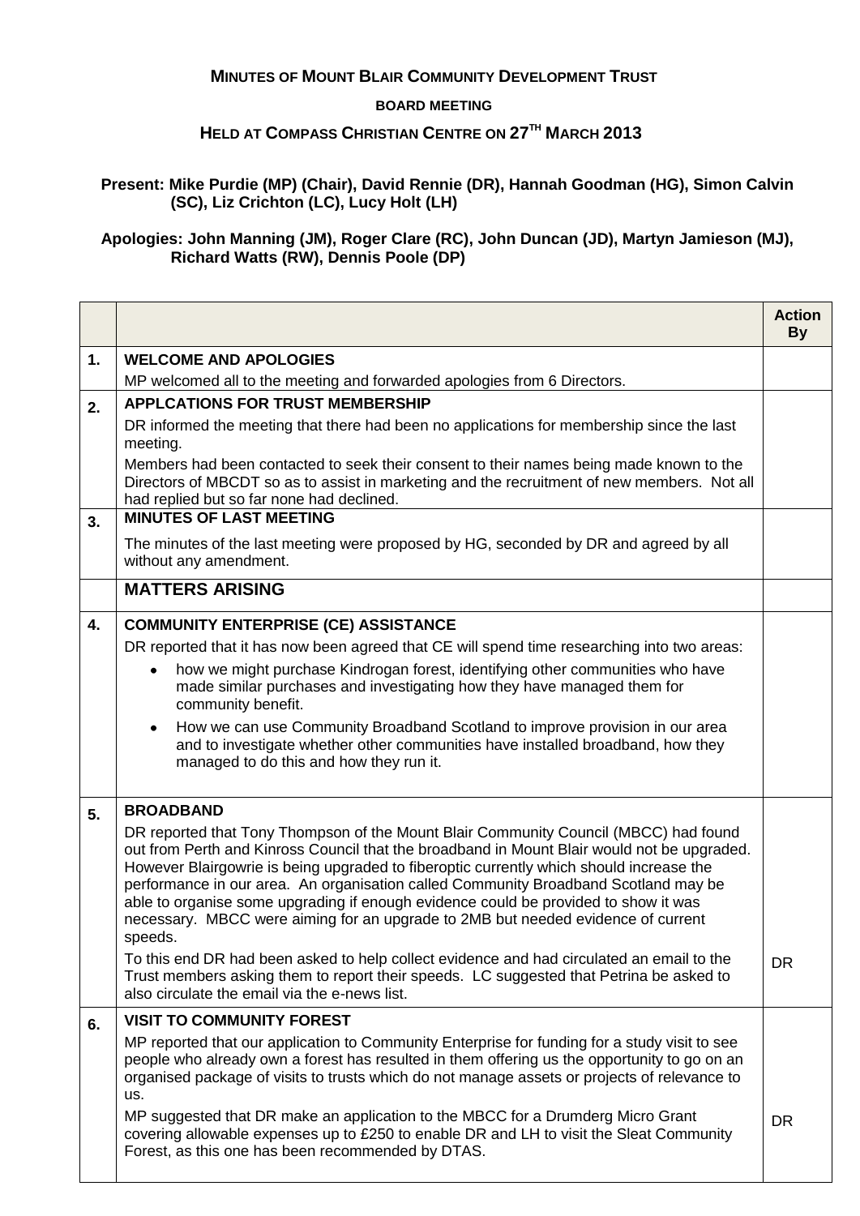**MINUTES OF MOUNT BLAIR COMMUNITY DEVELOPMENT TRUST**

**BOARD MEETING**

**HELD AT COMPASS CHRISTIAN CENTRE ON 27TH MARCH 2013**

**Present: Mike Purdie (MP) (Chair), David Rennie (DR), Hannah Goodman (HG), Simon Calvin (SC), Liz Crichton (LC), Lucy Holt (LH)**

**Apologies: John Manning (JM), Roger Clare (RC), John Duncan (JD), Martyn Jamieson (MJ), Richard Watts (RW), Dennis Poole (DP)**

| | | **Action By** |
|---|---|---|
| **1.** | **WELCOME AND APOLOGIES**<br>MP welcomed all to the meeting and forwarded apologies from 6 Directors. | |
| **2.** | **APPLCATIONS FOR TRUST MEMBERSHIP**<br>DR informed the meeting that there had been no applications for membership since the last meeting.<br>Members had been contacted to seek their consent to their names being made known to the Directors of MBCDT so as to assist in marketing and the recruitment of new members. Not all had replied but so far none had declined. | |
| **3.** | **MINUTES OF LAST MEETING**<br>The minutes of the last meeting were proposed by HG, seconded by DR and agreed by all without any amendment. | |
| | **MATTERS ARISING** | |
| **4.** | **COMMUNITY ENTERPRISE (CE) ASSISTANCE**<br>DR reported that it has now been agreed that CE will spend time researching into two areas:<br>• how we might purchase Kindrogan forest, identifying other communities who have made similar purchases and investigating how they have managed them for community benefit.<br>• How we can use Community Broadband Scotland to improve provision in our area and to investigate whether other communities have installed broadband, how they managed to do this and how they run it. | |
| **5.** | **BROADBAND**<br>DR reported that Tony Thompson of the Mount Blair Community Council (MBCC) had found out from Perth and Kinross Council that the broadband in Mount Blair would not be upgraded. However Blairgowrie is being upgraded to fiberoptic currently which should increase the performance in our area. An organisation called Community Broadband Scotland may be able to organise some upgrading if enough evidence could be provided to show it was necessary. MBCC were aiming for an upgrade to 2MB but needed evidence of current speeds.<br>To this end DR had been asked to help collect evidence and had circulated an email to the Trust members asking them to report their speeds. LC suggested that Petrina be asked to also circulate the email via the e-news list. | DR |
| **6.** | **VISIT TO COMMUNITY FOREST**<br>MP reported that our application to Community Enterprise for funding for a study visit to see people who already own a forest has resulted in them offering us the opportunity to go on an organised package of visits to trusts which do not manage assets or projects of relevance to us.<br>MP suggested that DR make an application to the MBCC for a Drumderg Micro Grant covering allowable expenses up to £250 to enable DR and LH to visit the Sleat Community Forest, as this one has been recommended by DTAS. | DR |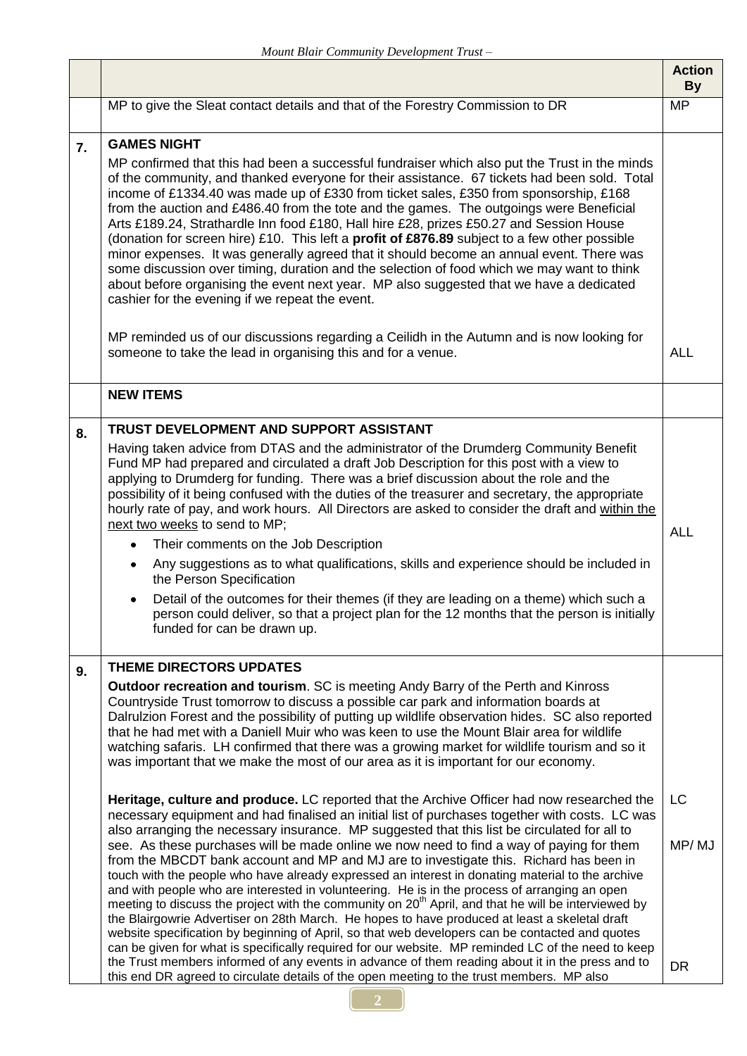| | | Action By |
|---|---|---|
| | MP to give the Sleat contact details and that of the Forestry Commission to DR | MP |
| **7.** | **GAMES NIGHT**<br><br>MP confirmed that this had been a successful fundraiser which also put the Trust in the minds of the community, and thanked everyone for their assistance. 67 tickets had been sold. Total income of £1334.40 was made up of £330 from ticket sales, £350 from sponsorship, £168 from the auction and £486.40 from the tote and the games. The outgoings were Beneficial Arts £189.24, Strathardle Inn food £180, Hall hire £28, prizes £50.27 and Session House (donation for screen hire) £10. This left a **profit of £876.89** subject to a few other possible minor expenses. It was generally agreed that it should become an annual event. There was some discussion over timing, duration and the selection of food which we may want to think about before organising the event next year. MP also suggested that we have a dedicated cashier for the evening if we repeat the event.<br><br>MP reminded us of our discussions regarding a Ceilidh in the Autumn and is now looking for someone to take the lead in organising this and for a venue. | ALL |
| | **NEW ITEMS** | |
| **8.** | **TRUST DEVELOPMENT AND SUPPORT ASSISTANT**<br><br>Having taken advice from DTAS and the administrator of the Drumderg Community Benefit Fund MP had prepared and circulated a draft Job Description for this post with a view to applying to Drumderg for funding. There was a brief discussion about the role and the possibility of it being confused with the duties of the treasurer and secretary, the appropriate hourly rate of pay, and work hours. All Directors are asked to consider the draft and within the next two weeks to send to MP;<br>• Their comments on the Job Description<br>• Any suggestions as to what qualifications, skills and experience should be included in the Person Specification<br>• Detail of the outcomes for their themes (if they are leading on a theme) which such a person could deliver, so that a project plan for the 12 months that the person is initially funded for can be drawn up. | ALL |
| **9.** | **THEME DIRECTORS UPDATES**<br><br>**Outdoor recreation and tourism**. SC is meeting Andy Barry of the Perth and Kinross Countryside Trust tomorrow to discuss a possible car park and information boards at Dalrulzion Forest and the possibility of putting up wildlife observation hides. SC also reported that he had met with a Daniell Muir who was keen to use the Mount Blair area for wildlife watching safaris. LH confirmed that there was a growing market for wildlife tourism and so it was important that we make the most of our area as it is important for our economy.<br><br>**Heritage, culture and produce.** LC reported that the Archive Officer had now researched the necessary equipment and had finalised an initial list of purchases together with costs. LC was also arranging the necessary insurance. MP suggested that this list be circulated for all to see. As these purchases will be made online we now need to find a way of paying for them from the MBCDT bank account and MP and MJ are to investigate this. Richard has been in touch with the people who have already expressed an interest in donating material to the archive and with people who are interested in volunteering. He is in the process of arranging an open meeting to discuss the project with the community on 20th April, and that he will be interviewed by the Blairgowrie Advertiser on 28th March. He hopes to have produced at least a skeletal draft website specification by beginning of April, so that web developers can be contacted and quotes can be given for what is specifically required for our website. MP reminded LC of the need to keep the Trust members informed of any events in advance of them reading about it in the press and to this end DR agreed to circulate details of the open meeting to the trust members. MP also | LC<br><br>MP/ MJ<br><br>DR |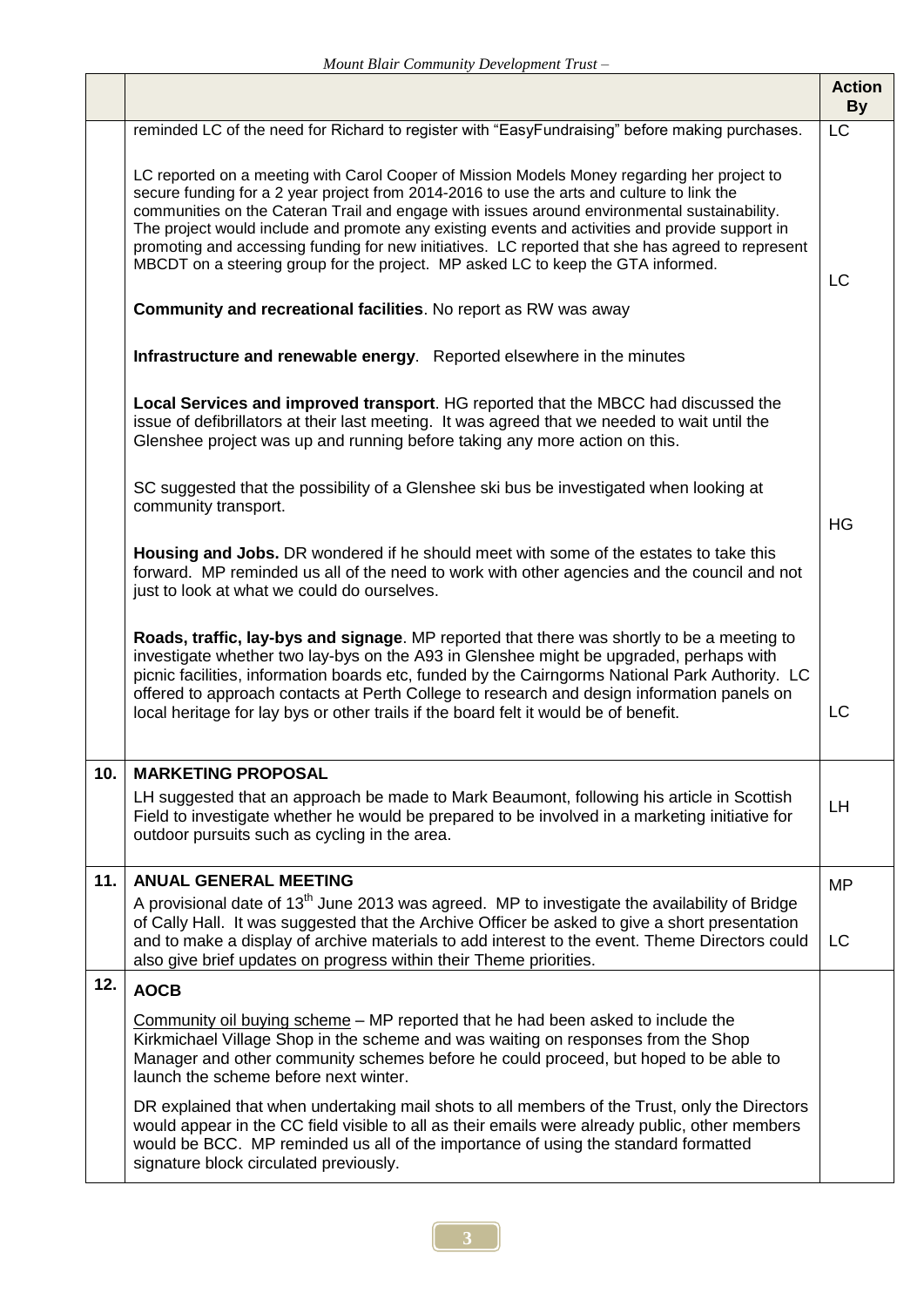| | | Action By |
|---|---|---|
| | reminded LC of the need for Richard to register with "EasyFundraising" before making purchases. | LC |
| | LC reported on a meeting with Carol Cooper of Mission Models Money regarding her project to secure funding for a 2 year project from 2014-2016 to use the arts and culture to link the communities on the Cateran Trail and engage with issues around environmental sustainability. The project would include and promote any existing events and activities and provide support in promoting and accessing funding for new initiatives. LC reported that she has agreed to represent MBCDT on a steering group for the project. MP asked LC to keep the GTA informed. | LC |
| | **Community and recreational facilities**. No report as RW was away | |
| | **Infrastructure and renewable energy**. Reported elsewhere in the minutes | |
| | **Local Services and improved transport**. HG reported that the MBCC had discussed the issue of defibrillators at their last meeting. It was agreed that we needed to wait until the Glenshee project was up and running before taking any more action on this. | |
| | SC suggested that the possibility of a Glenshee ski bus be investigated when looking at community transport. | HG |
| | **Housing and Jobs.** DR wondered if he should meet with some of the estates to take this forward. MP reminded us all of the need to work with other agencies and the council and not just to look at what we could do ourselves. | |
| | **Roads, traffic, lay-bys and signage**. MP reported that there was shortly to be a meeting to investigate whether two lay-bys on the A93 in Glenshee might be upgraded, perhaps with picnic facilities, information boards etc, funded by the Cairngorms National Park Authority. LC offered to approach contacts at Perth College to research and design information panels on local heritage for lay bys or other trails if the board felt it would be of benefit. | LC |
| **10.** | **MARKETING PROPOSAL**<br>LH suggested that an approach be made to Mark Beaumont, following his article in Scottish Field to investigate whether he would be prepared to be involved in a marketing initiative for outdoor pursuits such as cycling in the area. | LH |
| **11.** | **ANUAL GENERAL MEETING**<br>A provisional date of 13th June 2013 was agreed. MP to investigate the availability of Bridge of Cally Hall. It was suggested that the Archive Officer be asked to give a short presentation and to make a display of archive materials to add interest to the event. Theme Directors could also give brief updates on progress within their Theme priorities. | MP<br><br>LC |
| **12.** | **AOCB**<br><u>Community oil buying scheme</u> – MP reported that he had been asked to include the Kirkmichael Village Shop in the scheme and was waiting on responses from the Shop Manager and other community schemes before he could proceed, but hoped to be able to launch the scheme before next winter.<br><br>DR explained that when undertaking mail shots to all members of the Trust, only the Directors would appear in the CC field visible to all as their emails were already public, other members would be BCC. MP reminded us all of the importance of using the standard formatted signature block circulated previously. | |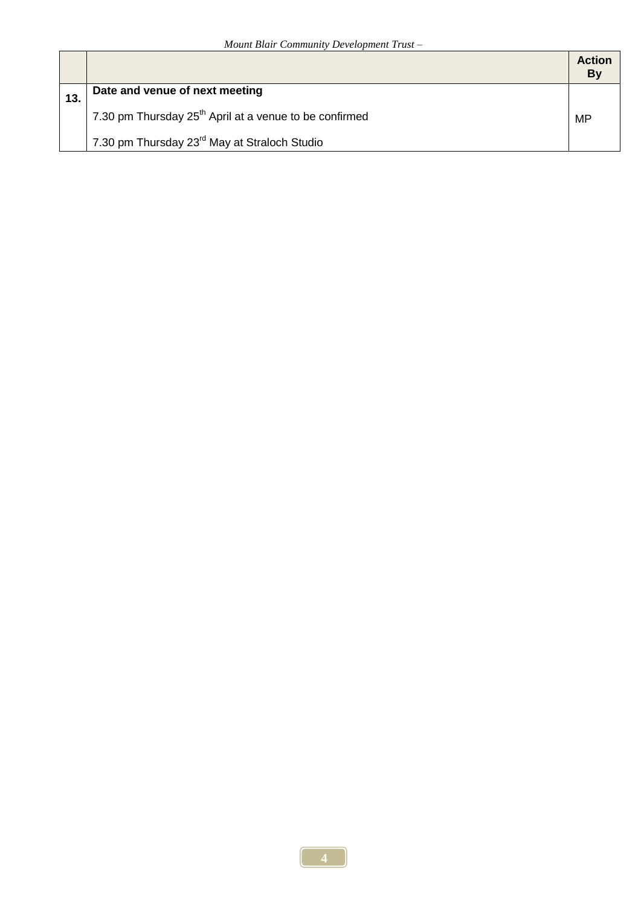| | | Action By |
|---|---|---|
| **13.** | **Date and venue of next meeting**<br><br>7.30 pm Thursday 25th April at a venue to be confirmed<br><br>7.30 pm Thursday 23rd May at Straloch Studio | MP |